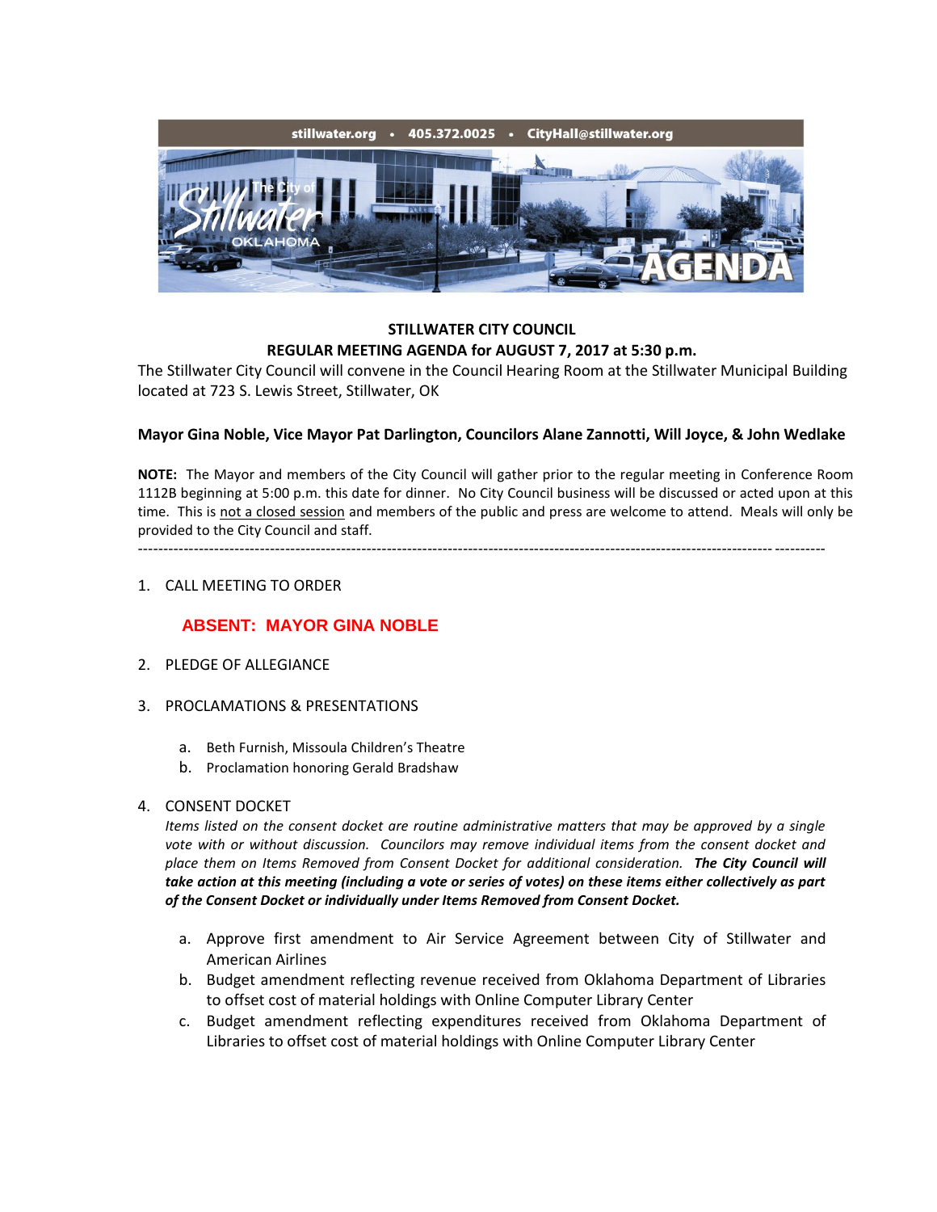stillwater.org • 405.372.0025 • CityHall@stillwater.org

The City of Stillwater OKLAHOMA AGENDA

**STILLWATER CITY COUNCIL**

**REGULAR MEETING AGENDA for AUGUST 7, 2017 at 5:30 p.m.**

The Stillwater City Council will convene in the Council Hearing Room at the Stillwater Municipal Building located at 723 S. Lewis Street, Stillwater, OK

**Mayor Gina Noble, Vice Mayor Pat Darlington, Councilors Alane Zannotti, Will Joyce, & John Wedlake**

**NOTE:** The Mayor and members of the City Council will gather prior to the regular meeting in Conference Room 1112B beginning at 5:00 p.m. this date for dinner. No City Council business will be discussed or acted upon at this time. This is not a closed session and members of the public and press are welcome to attend. Meals will only be provided to the City Council and staff.

---

1. CALL MEETING TO ORDER

   **ABSENT: MAYOR GINA NOBLE**

2. PLEDGE OF ALLEGIANCE

3. PROCLAMATIONS & PRESENTATIONS

   a. Beth Furnish, Missoula Children's Theatre
   b. Proclamation honoring Gerald Bradshaw

4. CONSENT DOCKET

   *Items listed on the consent docket are routine administrative matters that may be approved by a single vote with or without discussion. Councilors may remove individual items from the consent docket and place them on Items Removed from Consent Docket for additional consideration.* ***The City Council will take action at this meeting (including a vote or series of votes) on these items either collectively as part of the Consent Docket or individually under Items Removed from Consent Docket.***

   a. Approve first amendment to Air Service Agreement between City of Stillwater and American Airlines
   b. Budget amendment reflecting revenue received from Oklahoma Department of Libraries to offset cost of material holdings with Online Computer Library Center
   c. Budget amendment reflecting expenditures received from Oklahoma Department of Libraries to offset cost of material holdings with Online Computer Library Center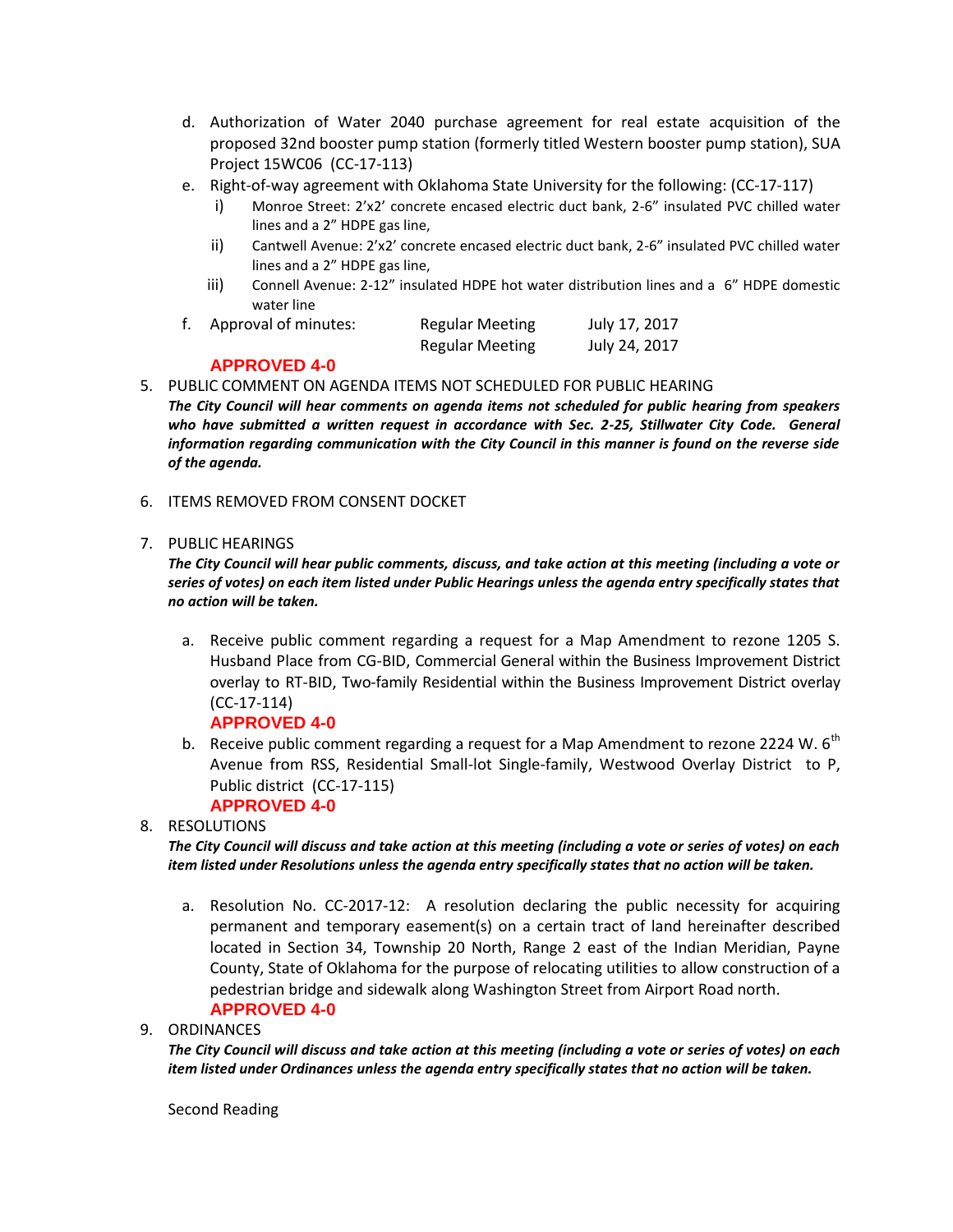d. Authorization of Water 2040 purchase agreement for real estate acquisition of the proposed 32nd booster pump station (formerly titled Western booster pump station), SUA Project 15WC06 (CC-17-113)

e. Right-of-way agreement with Oklahoma State University for the following: (CC-17-117)
   - i) Monroe Street: 2'x2' concrete encased electric duct bank, 2-6" insulated PVC chilled water lines and a 2" HDPE gas line,
   - ii) Cantwell Avenue: 2'x2' concrete encased electric duct bank, 2-6" insulated PVC chilled water lines and a 2" HDPE gas line,
   - iii) Connell Avenue: 2-12" insulated HDPE hot water distribution lines and a 6" HDPE domestic water line

f. Approval of minutes:

| | | |
|---|---|---|
| Approval of minutes: | Regular Meeting | July 17, 2017 |
| | Regular Meeting | July 24, 2017 |

**APPROVED 4-0**

5. PUBLIC COMMENT ON AGENDA ITEMS NOT SCHEDULED FOR PUBLIC HEARING

***The City Council will hear comments on agenda items not scheduled for public hearing from speakers who have submitted a written request in accordance with Sec. 2-25, Stillwater City Code. General information regarding communication with the City Council in this manner is found on the reverse side of the agenda.***

6. ITEMS REMOVED FROM CONSENT DOCKET

7. PUBLIC HEARINGS

***The City Council will hear public comments, discuss, and take action at this meeting (including a vote or series of votes) on each item listed under Public Hearings unless the agenda entry specifically states that no action will be taken.***

a. Receive public comment regarding a request for a Map Amendment to rezone 1205 S. Husband Place from CG-BID, Commercial General within the Business Improvement District overlay to RT-BID, Two-family Residential within the Business Improvement District overlay (CC-17-114)

**APPROVED 4-0**

b. Receive public comment regarding a request for a Map Amendment to rezone 2224 W. 6th Avenue from RSS, Residential Small-lot Single-family, Westwood Overlay District to P, Public district (CC-17-115)

**APPROVED 4-0**

8. RESOLUTIONS

***The City Council will discuss and take action at this meeting (including a vote or series of votes) on each item listed under Resolutions unless the agenda entry specifically states that no action will be taken.***

a. Resolution No. CC-2017-12: A resolution declaring the public necessity for acquiring permanent and temporary easement(s) on a certain tract of land hereinafter described located in Section 34, Township 20 North, Range 2 east of the Indian Meridian, Payne County, State of Oklahoma for the purpose of relocating utilities to allow construction of a pedestrian bridge and sidewalk along Washington Street from Airport Road north.

**APPROVED 4-0**

9. ORDINANCES

***The City Council will discuss and take action at this meeting (including a vote or series of votes) on each item listed under Ordinances unless the agenda entry specifically states that no action will be taken.***

Second Reading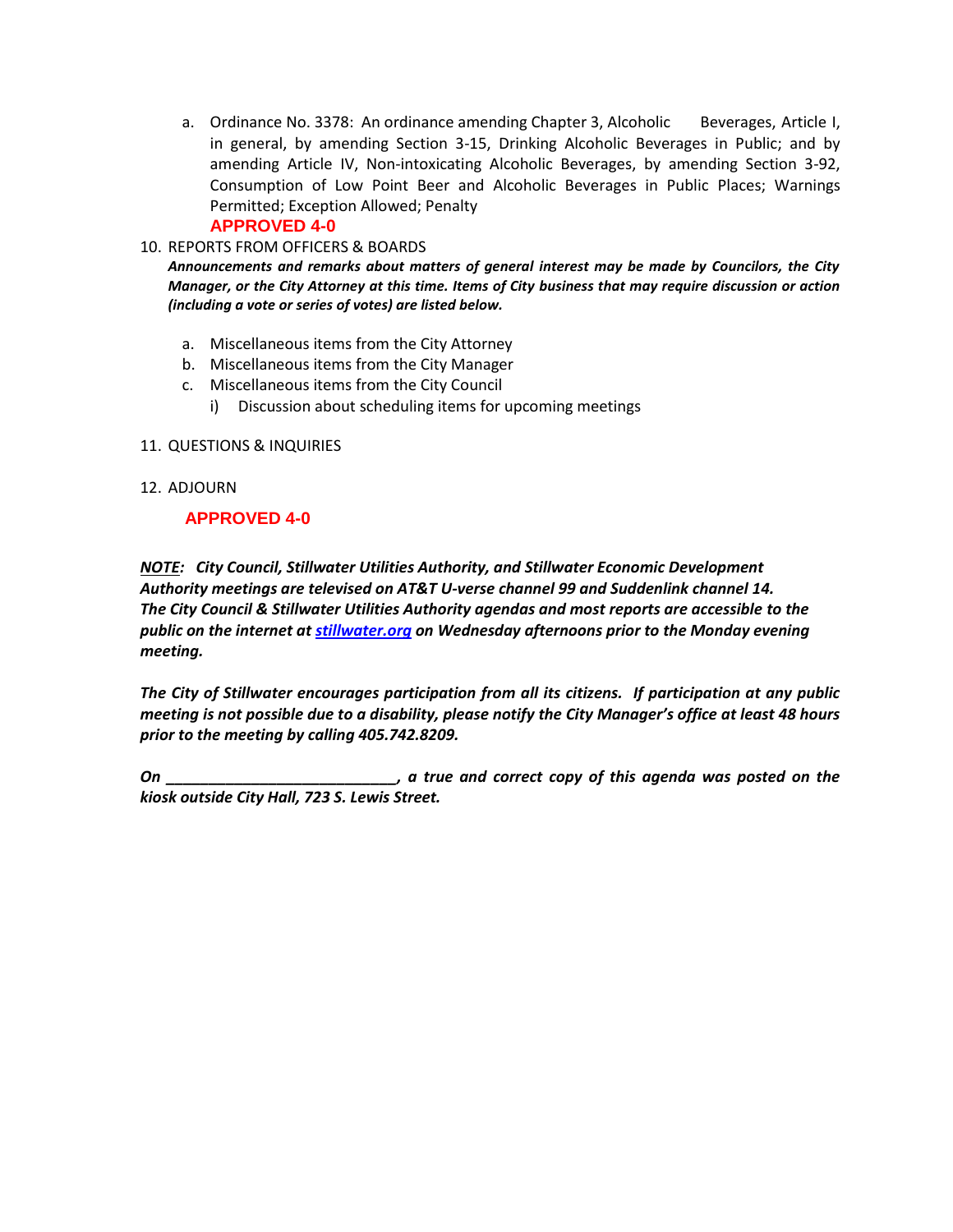a. Ordinance No. 3378: An ordinance amending Chapter 3, Alcoholic Beverages, Article I, in general, by amending Section 3-15, Drinking Alcoholic Beverages in Public; and by amending Article IV, Non-intoxicating Alcoholic Beverages, by amending Section 3-92, Consumption of Low Point Beer and Alcoholic Beverages in Public Places; Warnings Permitted; Exception Allowed; Penalty

**APPROVED 4-0**

10. REPORTS FROM OFFICERS & BOARDS

***Announcements and remarks about matters of general interest may be made by Councilors, the City Manager, or the City Attorney at this time. Items of City business that may require discussion or action (including a vote or series of votes) are listed below.***

a. Miscellaneous items from the City Attorney
b. Miscellaneous items from the City Manager
c. Miscellaneous items from the City Council
   i) Discussion about scheduling items for upcoming meetings

11. QUESTIONS & INQUIRIES

12. ADJOURN

**APPROVED 4-0**

***NOTE**: City Council, Stillwater Utilities Authority, and Stillwater Economic Development Authority meetings are televised on AT&T U-verse channel 99 and Suddenlink channel 14. The City Council & Stillwater Utilities Authority agendas and most reports are accessible to the public on the internet at stillwater.org on Wednesday afternoons prior to the Monday evening meeting.*

***The City of Stillwater encourages participation from all its citizens. If participation at any public meeting is not possible due to a disability, please notify the City Manager's office at least 48 hours prior to the meeting by calling 405.742.8209.***

***On ___________________________, a true and correct copy of this agenda was posted on the kiosk outside City Hall, 723 S. Lewis Street.***